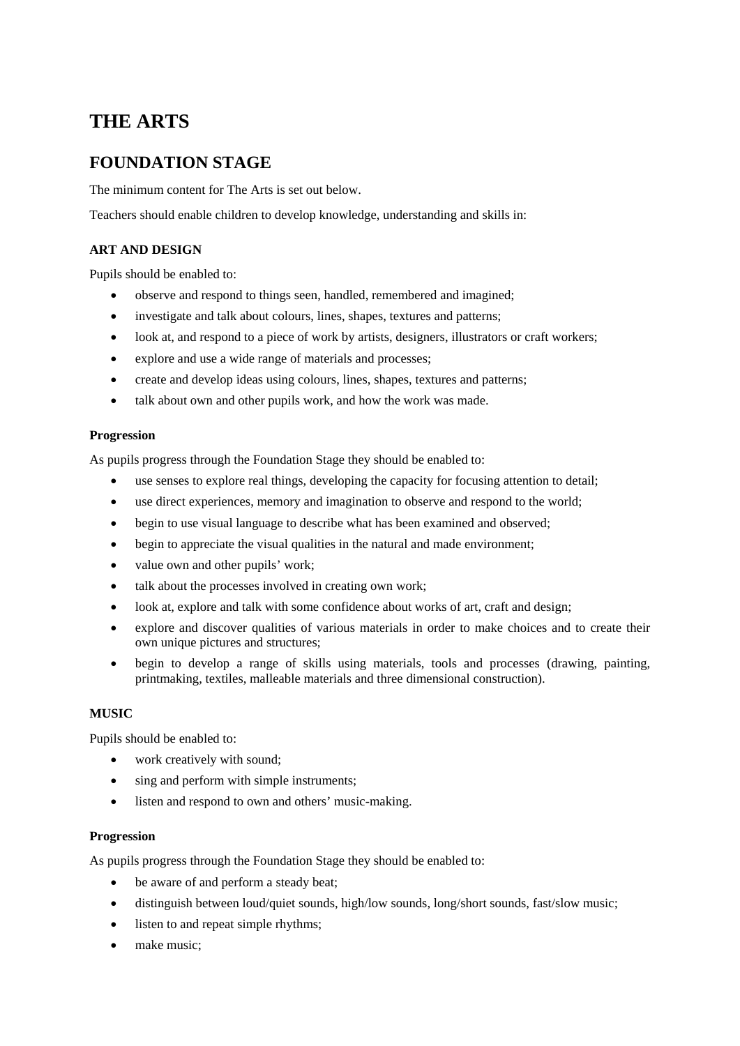# THE ARTS

## FOUNDATION STAGE

The minimum content for The Arts is set out below.

Teachers should enable children to develop knowledge, understanding and skills in:

### ART AND DESIGN

Pupils should be enabled to:

- observe and respond to things seen, handled, remembered and imagined;
- investigate and talk about colours, lines, shapes, textures and patterns;
- look at, and respond to a piece of work by artists, designers, illustrators or craft workers;
- explore and use a wide range of materials and processes;
- create and develop ideas using colours, lines, shapes, textures and patterns;
- talk about own and other pupils work, and how the work was made.

**Progression**

As pupils progress through the Foundation Stage they should be enabled to:

- use senses to explore real things, developing the capacity for focusing attention to detail;
- use direct experiences, memory and imagination to observe and respond to the world;
- begin to use visual language to describe what has been examined and observed;
- begin to appreciate the visual qualities in the natural and made environment;
- value own and other pupils' work;
- talk about the processes involved in creating own work;
- look at, explore and talk with some confidence about works of art, craft and design;
- explore and discover qualities of various materials in order to make choices and to create their own unique pictures and structures;
- begin to develop a range of skills using materials, tools and processes (drawing, painting, printmaking, textiles, malleable materials and three dimensional construction).

### MUSIC

Pupils should be enabled to:

- work creatively with sound;
- sing and perform with simple instruments;
- listen and respond to own and others' music-making.

**Progression**

As pupils progress through the Foundation Stage they should be enabled to:

- be aware of and perform a steady beat;
- distinguish between loud/quiet sounds, high/low sounds, long/short sounds, fast/slow music;
- listen to and repeat simple rhythms;
- make music;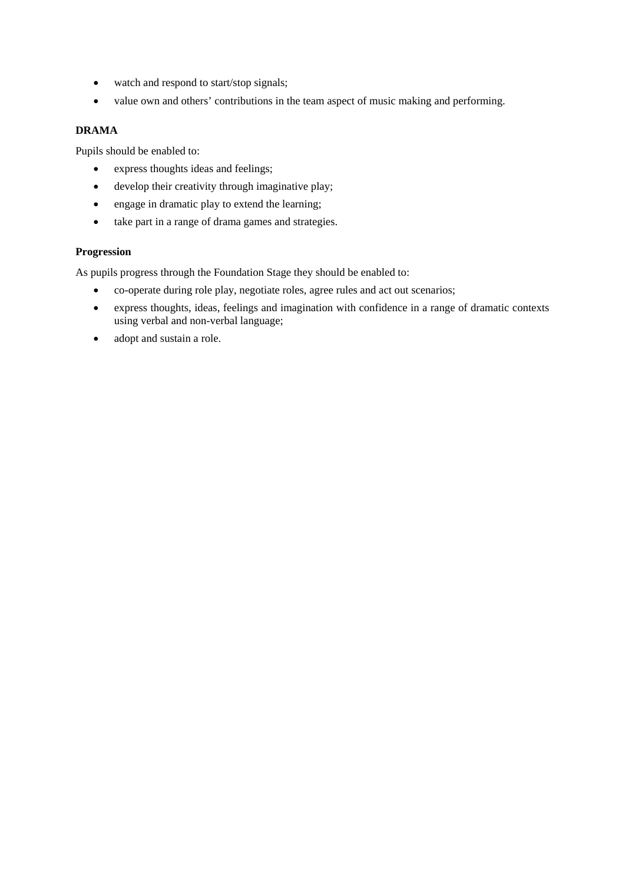- watch and respond to start/stop signals;
- value own and others' contributions in the team aspect of music making and performing.

**DRAMA**

Pupils should be enabled to:

- express thoughts ideas and feelings;
- develop their creativity through imaginative play;
- engage in dramatic play to extend the learning;
- take part in a range of drama games and strategies.

**Progression**

As pupils progress through the Foundation Stage they should be enabled to:

- co-operate during role play, negotiate roles, agree rules and act out scenarios;
- express thoughts, ideas, feelings and imagination with confidence in a range of dramatic contexts using verbal and non-verbal language;
- adopt and sustain a role.